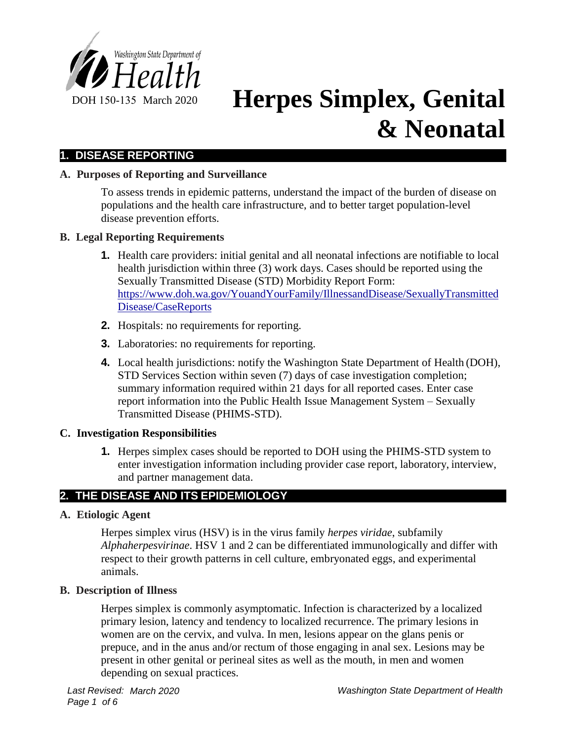Washington State Department of Health

DOH 150-135 March 2020

# Herpes Simplex, Genital & Neonatal

## 1. DISEASE REPORTING

### A. Purposes of Reporting and Surveillance

To assess trends in epidemic patterns, understand the impact of the burden of disease on populations and the health care infrastructure, and to better target population-level disease prevention efforts.

### B. Legal Reporting Requirements

1. Health care providers: initial genital and all neonatal infections are notifiable to local health jurisdiction within three (3) work days. Cases should be reported using the Sexually Transmitted Disease (STD) Morbidity Report Form: https://www.doh.wa.gov/YouandYourFamily/IllnessandDisease/SexuallyTransmittedDisease/CaseReports
2. Hospitals: no requirements for reporting.
3. Laboratories: no requirements for reporting.
4. Local health jurisdictions: notify the Washington State Department of Health (DOH), STD Services Section within seven (7) days of case investigation completion; summary information required within 21 days for all reported cases. Enter case report information into the Public Health Issue Management System – Sexually Transmitted Disease (PHIMS-STD).

### C. Investigation Responsibilities

1. Herpes simplex cases should be reported to DOH using the PHIMS-STD system to enter investigation information including provider case report, laboratory, interview, and partner management data.

## 2. THE DISEASE AND ITS EPIDEMIOLOGY

### A. Etiologic Agent

Herpes simplex virus (HSV) is in the virus family *herpes viridae*, subfamily *Alphaherpesvirinae*. HSV 1 and 2 can be differentiated immunologically and differ with respect to their growth patterns in cell culture, embryonated eggs, and experimental animals.

### B. Description of Illness

Herpes simplex is commonly asymptomatic. Infection is characterized by a localized primary lesion, latency and tendency to localized recurrence. The primary lesions in women are on the cervix, and vulva. In men, lesions appear on the glans penis or prepuce, and in the anus and/or rectum of those engaging in anal sex. Lesions may be present in other genital or perineal sites as well as the mouth, in men and women depending on sexual practices.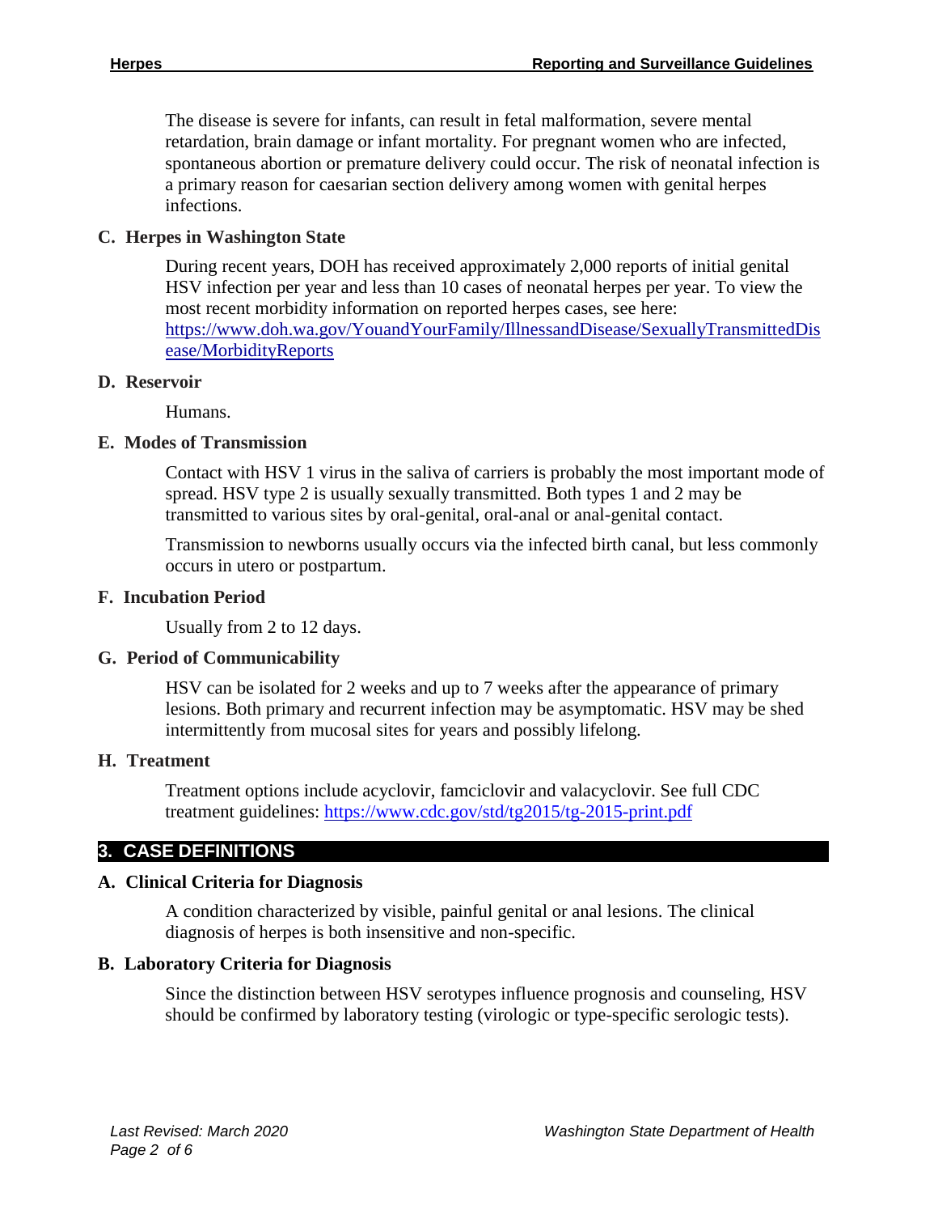The disease is severe for infants, can result in fetal malformation, severe mental retardation, brain damage or infant mortality. For pregnant women who are infected, spontaneous abortion or premature delivery could occur. The risk of neonatal infection is a primary reason for caesarian section delivery among women with genital herpes infections.

### C. Herpes in Washington State

During recent years, DOH has received approximately 2,000 reports of initial genital HSV infection per year and less than 10 cases of neonatal herpes per year. To view the most recent morbidity information on reported herpes cases, see here: [https://www.doh.wa.gov/YouandYourFamily/IllnessandDisease/SexuallyTransmittedDisease/MorbidityReports](https://www.doh.wa.gov/YouandYourFamily/IllnessandDisease/SexuallyTransmittedDisease/MorbidityReports)

### D. Reservoir

Humans.

### E. Modes of Transmission

Contact with HSV 1 virus in the saliva of carriers is probably the most important mode of spread. HSV type 2 is usually sexually transmitted. Both types 1 and 2 may be transmitted to various sites by oral-genital, oral-anal or anal-genital contact.

Transmission to newborns usually occurs via the infected birth canal, but less commonly occurs in utero or postpartum.

### F. Incubation Period

Usually from 2 to 12 days.

### G. Period of Communicability

HSV can be isolated for 2 weeks and up to 7 weeks after the appearance of primary lesions. Both primary and recurrent infection may be asymptomatic. HSV may be shed intermittently from mucosal sites for years and possibly lifelong.

### H. Treatment

Treatment options include acyclovir, famciclovir and valacyclovir. See full CDC treatment guidelines: [https://www.cdc.gov/std/tg2015/tg-2015-print.pdf](https://www.cdc.gov/std/tg2015/tg-2015-print.pdf)

## 3. CASE DEFINITIONS

### A. Clinical Criteria for Diagnosis

A condition characterized by visible, painful genital or anal lesions. The clinical diagnosis of herpes is both insensitive and non-specific.

### B. Laboratory Criteria for Diagnosis

Since the distinction between HSV serotypes influence prognosis and counseling, HSV should be confirmed by laboratory testing (virologic or type-specific serologic tests).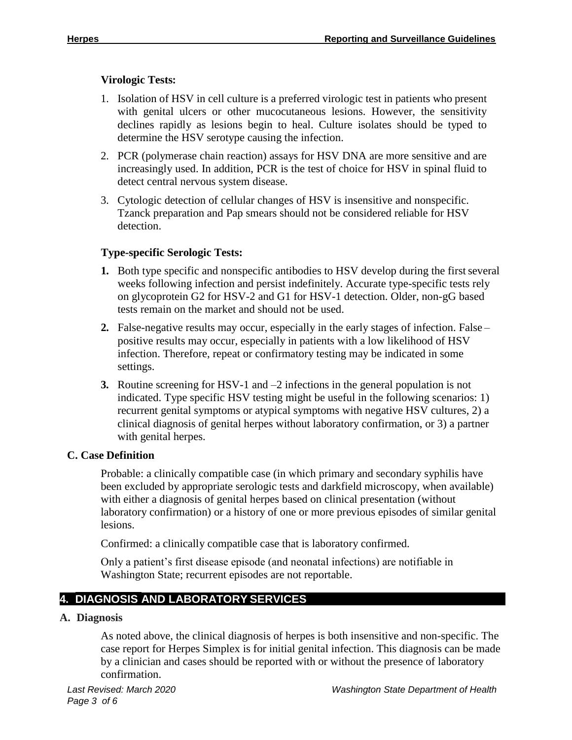### Virologic Tests:

1. Isolation of HSV in cell culture is a preferred virologic test in patients who present with genital ulcers or other mucocutaneous lesions. However, the sensitivity declines rapidly as lesions begin to heal. Culture isolates should be typed to determine the HSV serotype causing the infection.
2. PCR (polymerase chain reaction) assays for HSV DNA are more sensitive and are increasingly used. In addition, PCR is the test of choice for HSV in spinal fluid to detect central nervous system disease.
3. Cytologic detection of cellular changes of HSV is insensitive and nonspecific. Tzanck preparation and Pap smears should not be considered reliable for HSV detection.

### Type-specific Serologic Tests:

1. Both type specific and nonspecific antibodies to HSV develop during the first several weeks following infection and persist indefinitely. Accurate type-specific tests rely on glycoprotein G2 for HSV-2 and G1 for HSV-1 detection. Older, non-gG based tests remain on the market and should not be used.
2. False-negative results may occur, especially in the early stages of infection. False – positive results may occur, especially in patients with a low likelihood of HSV infection. Therefore, repeat or confirmatory testing may be indicated in some settings.
3. Routine screening for HSV-1 and –2 infections in the general population is not indicated. Type specific HSV testing might be useful in the following scenarios: 1) recurrent genital symptoms or atypical symptoms with negative HSV cultures, 2) a clinical diagnosis of genital herpes without laboratory confirmation, or 3) a partner with genital herpes.

### C. Case Definition

Probable: a clinically compatible case (in which primary and secondary syphilis have been excluded by appropriate serologic tests and darkfield microscopy, when available) with either a diagnosis of genital herpes based on clinical presentation (without laboratory confirmation) or a history of one or more previous episodes of similar genital lesions.

Confirmed: a clinically compatible case that is laboratory confirmed.

Only a patient's first disease episode (and neonatal infections) are notifiable in Washington State; recurrent episodes are not reportable.

## 4. DIAGNOSIS AND LABORATORY SERVICES

### A. Diagnosis

As noted above, the clinical diagnosis of herpes is both insensitive and non-specific. The case report for Herpes Simplex is for initial genital infection. This diagnosis can be made by a clinician and cases should be reported with or without the presence of laboratory confirmation.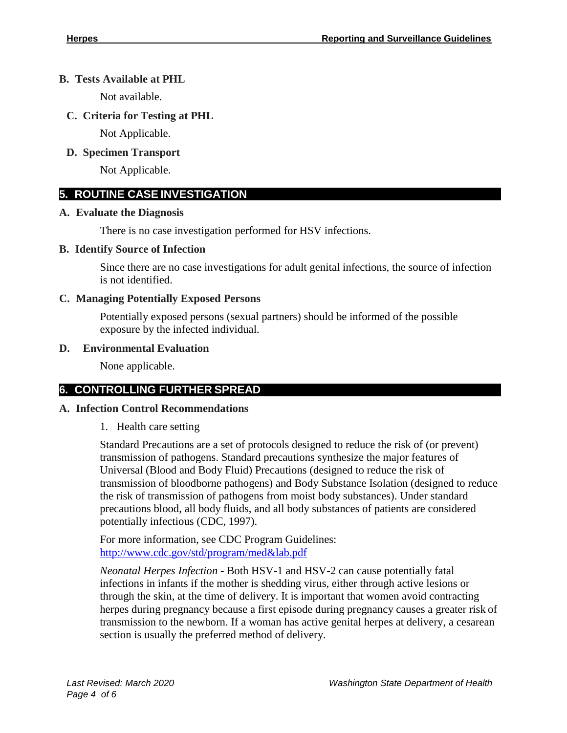### B. Tests Available at PHL

Not available.

### C. Criteria for Testing at PHL

Not Applicable.

### D. Specimen Transport

Not Applicable.

## 5. ROUTINE CASE INVESTIGATION

### A. Evaluate the Diagnosis

There is no case investigation performed for HSV infections.

### B. Identify Source of Infection

Since there are no case investigations for adult genital infections, the source of infection is not identified.

### C. Managing Potentially Exposed Persons

Potentially exposed persons (sexual partners) should be informed of the possible exposure by the infected individual.

### D. Environmental Evaluation

None applicable.

## 6. CONTROLLING FURTHER SPREAD

### A. Infection Control Recommendations

1. Health care setting

Standard Precautions are a set of protocols designed to reduce the risk of (or prevent) transmission of pathogens. Standard precautions synthesize the major features of Universal (Blood and Body Fluid) Precautions (designed to reduce the risk of transmission of bloodborne pathogens) and Body Substance Isolation (designed to reduce the risk of transmission of pathogens from moist body substances). Under standard precautions blood, all body fluids, and all body substances of patients are considered potentially infectious (CDC, 1997).

For more information, see CDC Program Guidelines: [http://www.cdc.gov/std/program/med&lab.pdf](http://www.cdc.gov/std/program/med&lab.pdf)

*Neonatal Herpes Infection* - Both HSV-1 and HSV-2 can cause potentially fatal infections in infants if the mother is shedding virus, either through active lesions or through the skin, at the time of delivery. It is important that women avoid contracting herpes during pregnancy because a first episode during pregnancy causes a greater risk of transmission to the newborn. If a woman has active genital herpes at delivery, a cesarean section is usually the preferred method of delivery.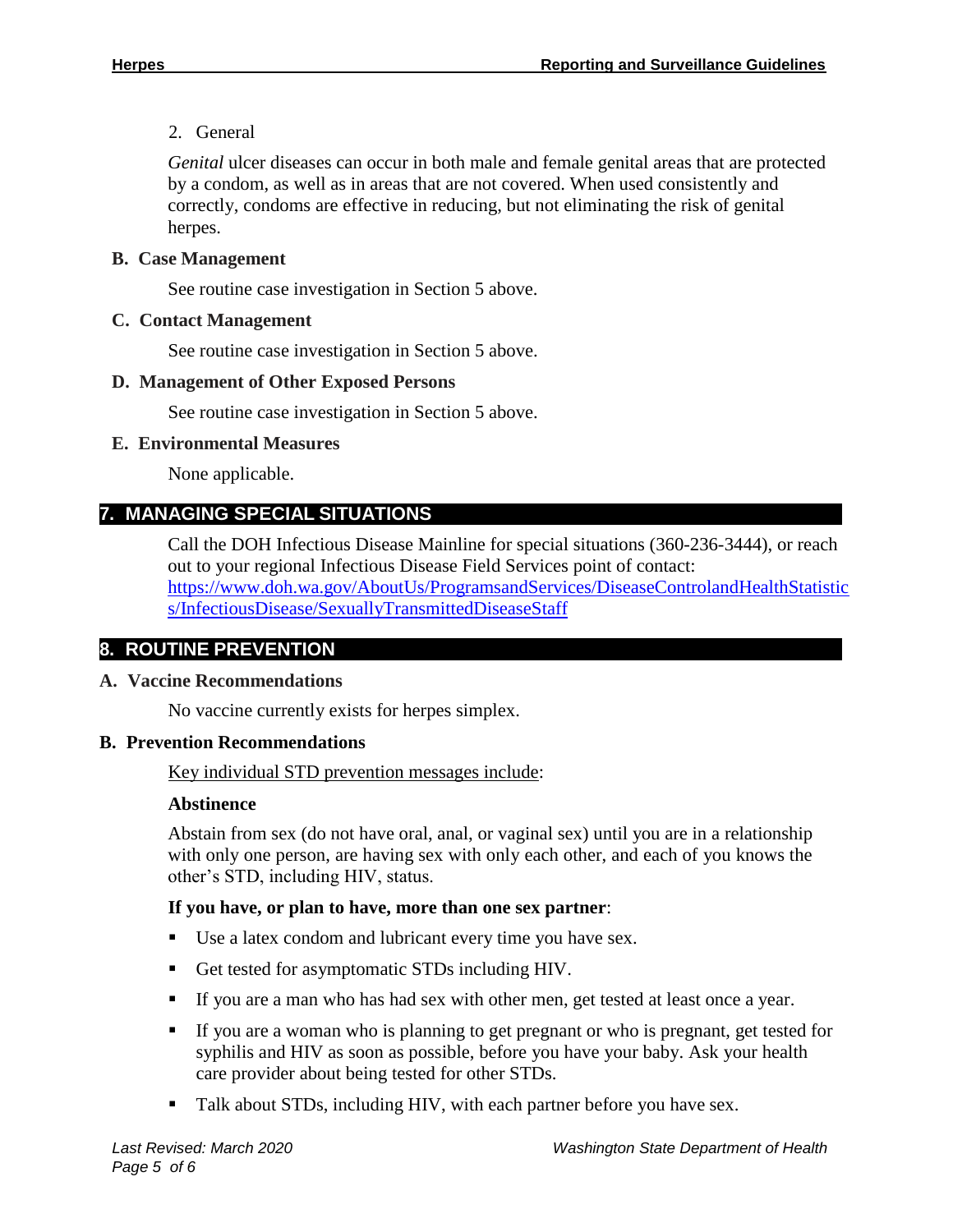2. General

*Genital* ulcer diseases can occur in both male and female genital areas that are protected by a condom, as well as in areas that are not covered. When used consistently and correctly, condoms are effective in reducing, but not eliminating the risk of genital herpes.

### B. Case Management

See routine case investigation in Section 5 above.

### C. Contact Management

See routine case investigation in Section 5 above.

### D. Management of Other Exposed Persons

See routine case investigation in Section 5 above.

### E. Environmental Measures

None applicable.

## 7. MANAGING SPECIAL SITUATIONS

Call the DOH Infectious Disease Mainline for special situations (360-236-3444), or reach out to your regional Infectious Disease Field Services point of contact: https://www.doh.wa.gov/AboutUs/ProgramsandServices/DiseaseControlandHealthStatistics/InfectiousDisease/SexuallyTransmittedDiseaseStaff

## 8. ROUTINE PREVENTION

### A. Vaccine Recommendations

No vaccine currently exists for herpes simplex.

### B. Prevention Recommendations

Key individual STD prevention messages include:

**Abstinence**

Abstain from sex (do not have oral, anal, or vaginal sex) until you are in a relationship with only one person, are having sex with only each other, and each of you knows the other's STD, including HIV, status.

**If you have, or plan to have, more than one sex partner**:

- Use a latex condom and lubricant every time you have sex.
- Get tested for asymptomatic STDs including HIV.
- If you are a man who has had sex with other men, get tested at least once a year.
- If you are a woman who is planning to get pregnant or who is pregnant, get tested for syphilis and HIV as soon as possible, before you have your baby. Ask your health care provider about being tested for other STDs.
- Talk about STDs, including HIV, with each partner before you have sex.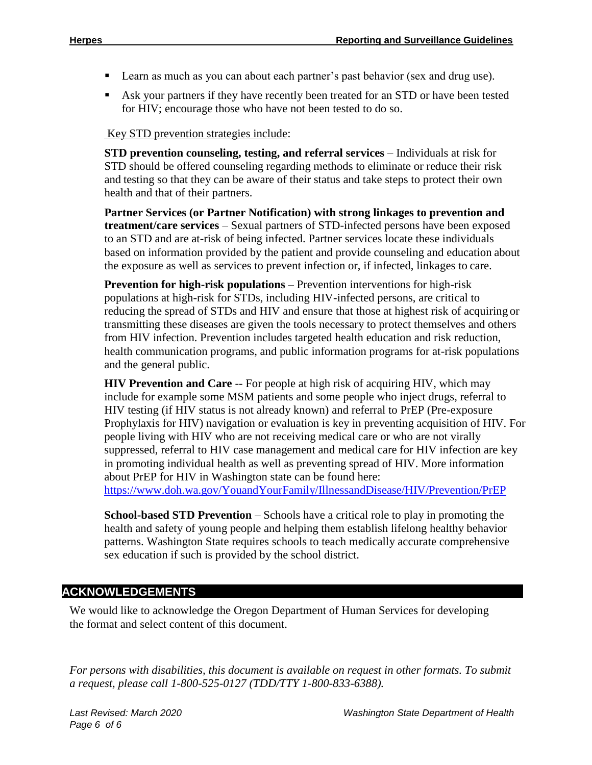- Learn as much as you can about each partner's past behavior (sex and drug use).
- Ask your partners if they have recently been treated for an STD or have been tested for HIV; encourage those who have not been tested to do so.

Key STD prevention strategies include:

**STD prevention counseling, testing, and referral services** – Individuals at risk for STD should be offered counseling regarding methods to eliminate or reduce their risk and testing so that they can be aware of their status and take steps to protect their own health and that of their partners.

**Partner Services (or Partner Notification) with strong linkages to prevention and treatment/care services** – Sexual partners of STD-infected persons have been exposed to an STD and are at-risk of being infected. Partner services locate these individuals based on information provided by the patient and provide counseling and education about the exposure as well as services to prevent infection or, if infected, linkages to care.

**Prevention for high-risk populations** – Prevention interventions for high-risk populations at high-risk for STDs, including HIV-infected persons, are critical to reducing the spread of STDs and HIV and ensure that those at highest risk of acquiring or transmitting these diseases are given the tools necessary to protect themselves and others from HIV infection. Prevention includes targeted health education and risk reduction, health communication programs, and public information programs for at-risk populations and the general public.

**HIV Prevention and Care** -- For people at high risk of acquiring HIV, which may include for example some MSM patients and some people who inject drugs, referral to HIV testing (if HIV status is not already known) and referral to PrEP (Pre-exposure Prophylaxis for HIV) navigation or evaluation is key in preventing acquisition of HIV. For people living with HIV who are not receiving medical care or who are not virally suppressed, referral to HIV case management and medical care for HIV infection are key in promoting individual health as well as preventing spread of HIV. More information about PrEP for HIV in Washington state can be found here: https://www.doh.wa.gov/YouandYourFamily/IllnessandDisease/HIV/Prevention/PrEP

**School-based STD Prevention** – Schools have a critical role to play in promoting the health and safety of young people and helping them establish lifelong healthy behavior patterns. Washington State requires schools to teach medically accurate comprehensive sex education if such is provided by the school district.

## ACKNOWLEDGEMENTS

We would like to acknowledge the Oregon Department of Human Services for developing the format and select content of this document.

*For persons with disabilities, this document is available on request in other formats. To submit a request, please call 1-800-525-0127 (TDD/TTY 1-800-833-6388).*